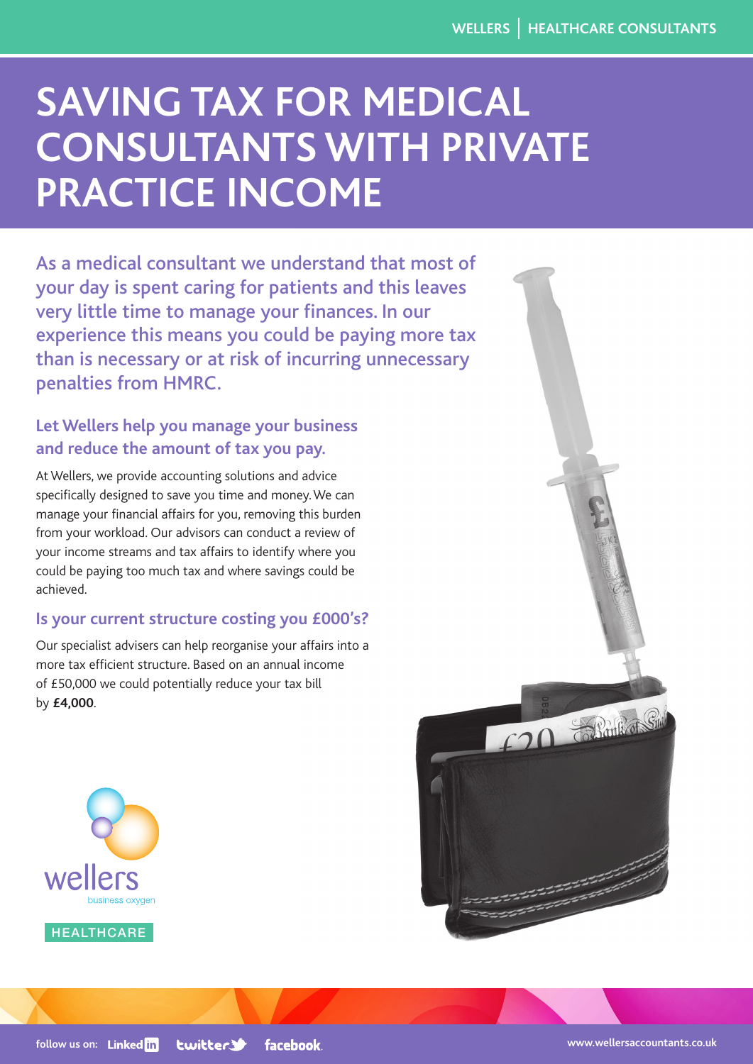# SAVING TAX FOR MEDICAL CONSULTANTS WITH PRIVATE PRACTICE INCOME

As a medical consultant we understand that most of your day is spent caring for patients and this leaves very little time to manage your finances. In our experience this means you could be paying more tax than is necessary or at risk of incurring unnecessary penalties from HMRC.

## Let Wellers help you manage your business and reduce the amount of tax you pay.

At Wellers, we provide accounting solutions and advice specifically designed to save you time and money. We can manage your financial affairs for you, removing this burden from your workload. Our advisors can conduct a review of your income streams and tax affairs to identify where you could be paying too much tax and where savings could be achieved.

## Is your current structure costing you £000's?

Our specialist advisers can help reorganise your affairs into a more tax efficient structure. Based on an annual income of £50,000 we could potentially reduce your tax bill by **£4,000**.

wellers
business oxygen
HEALTHCARE

follow us on: LinkedIn twitter facebook

www.wellersaccountants.co.uk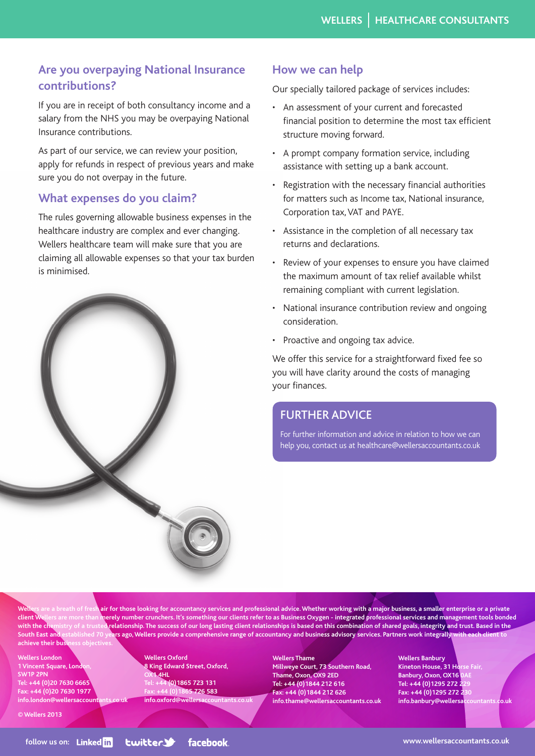## Are you overpaying National Insurance contributions?

If you are in receipt of both consultancy income and a salary from the NHS you may be overpaying National Insurance contributions.

As part of our service, we can review your position, apply for refunds in respect of previous years and make sure you do not overpay in the future.

## What expenses do you claim?

The rules governing allowable business expenses in the healthcare industry are complex and ever changing. Wellers healthcare team will make sure that you are claiming all allowable expenses so that your tax burden is minimised.

## How we can help

Our specially tailored package of services includes:

- An assessment of your current and forecasted financial position to determine the most tax efficient structure moving forward.
- A prompt company formation service, including assistance with setting up a bank account.
- Registration with the necessary financial authorities for matters such as Income tax, National insurance, Corporation tax, VAT and PAYE.
- Assistance in the completion of all necessary tax returns and declarations.
- Review of your expenses to ensure you have claimed the maximum amount of tax relief available whilst remaining compliant with current legislation.
- National insurance contribution review and ongoing consideration.
- Proactive and ongoing tax advice.

We offer this service for a straightforward fixed fee so you will have clarity around the costs of managing your finances.

## FURTHER ADVICE

For further information and advice in relation to how we can help you, contact us at healthcare@wellersaccountants.co.uk

**Wellers are a breath of fresh air for those looking for accountancy services and professional advice. Whether working with a major business, a smaller enterprise or a private client Wellers are more than merely number crunchers. It's something our clients refer to as Business Oxygen - integrated professional services and management tools bonded with the chemistry of a trusted relationship. The success of our long lasting client relationships is based on this combination of shared goals, integrity and trust. Based in the South East and established 70 years ago, Wellers provide a comprehensive range of accountancy and business advisory services. Partners work integrally with each client to achieve their business objectives.**

**Wellers London**
1 Vincent Square, London, SW1P 2PN
Tel: +44 (0)20 7630 6665
Fax: +44 (0)20 7630 1977
info.london@wellersaccountants.co.uk

**Wellers Oxford**
8 King Edward Street, Oxford, OX1 4HL
Tel: +44 (0)1865 723 131
Fax: +44 (0)1865 726 583
info.oxford@wellersaccountants.co.uk

**Wellers Thame**
Millweye Court, 73 Southern Road, Thame, Oxon, OX9 2ED
Tel: +44 (0)1844 212 616
Fax: +44 (0)1844 212 626
info.thame@wellersaccountants.co.uk

**Wellers Banbury**
Kineton House, 31 Horse Fair, Banbury, Oxon, OX16 0AE
Tel: +44 (0)1295 272 229
Fax: +44 (0)1295 272 230
info.banbury@wellersaccountants.co.uk

© Wellers 2013

follow us on: LinkedIn twitter facebook

www.wellersaccountants.co.uk